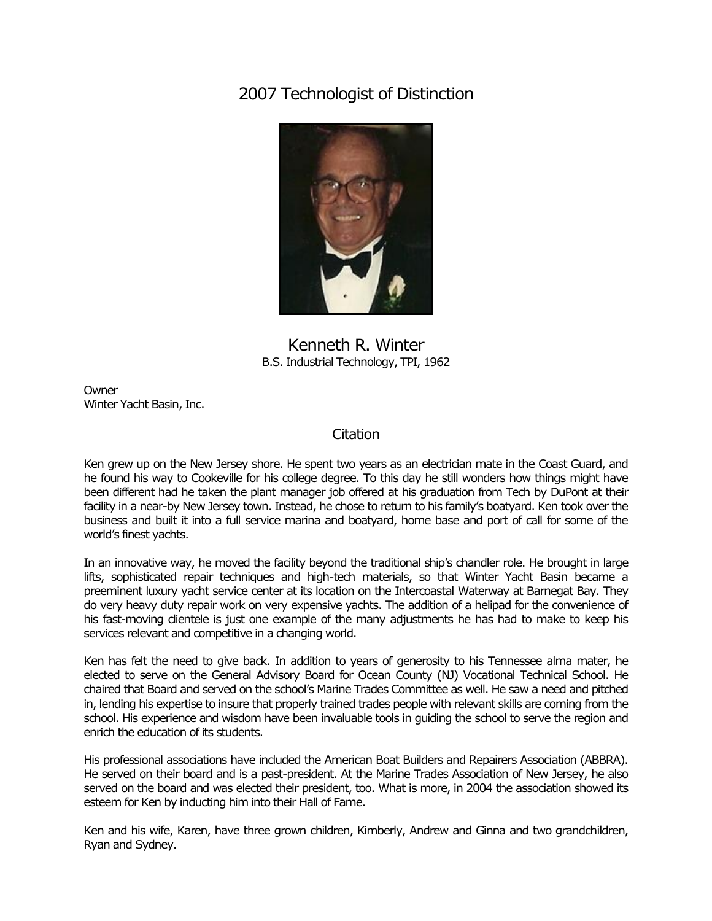# 2007 Technologist of Distinction

## Kenneth R. Winter

B.S. Industrial Technology, TPI, 1962

Owner
Winter Yacht Basin, Inc.

### Citation

Ken grew up on the New Jersey shore. He spent two years as an electrician mate in the Coast Guard, and he found his way to Cookeville for his college degree. To this day he still wonders how things might have been different had he taken the plant manager job offered at his graduation from Tech by DuPont at their facility in a near-by New Jersey town. Instead, he chose to return to his family's boatyard. Ken took over the business and built it into a full service marina and boatyard, home base and port of call for some of the world's finest yachts.

In an innovative way, he moved the facility beyond the traditional ship's chandler role. He brought in large lifts, sophisticated repair techniques and high-tech materials, so that Winter Yacht Basin became a preeminent luxury yacht service center at its location on the Intercoastal Waterway at Barnegat Bay. They do very heavy duty repair work on very expensive yachts. The addition of a helipad for the convenience of his fast-moving clientele is just one example of the many adjustments he has had to make to keep his services relevant and competitive in a changing world.

Ken has felt the need to give back. In addition to years of generosity to his Tennessee alma mater, he elected to serve on the General Advisory Board for Ocean County (NJ) Vocational Technical School. He chaired that Board and served on the school's Marine Trades Committee as well. He saw a need and pitched in, lending his expertise to insure that properly trained trades people with relevant skills are coming from the school. His experience and wisdom have been invaluable tools in guiding the school to serve the region and enrich the education of its students.

His professional associations have included the American Boat Builders and Repairers Association (ABBRA). He served on their board and is a past-president. At the Marine Trades Association of New Jersey, he also served on the board and was elected their president, too. What is more, in 2004 the association showed its esteem for Ken by inducting him into their Hall of Fame.

Ken and his wife, Karen, have three grown children, Kimberly, Andrew and Ginna and two grandchildren, Ryan and Sydney.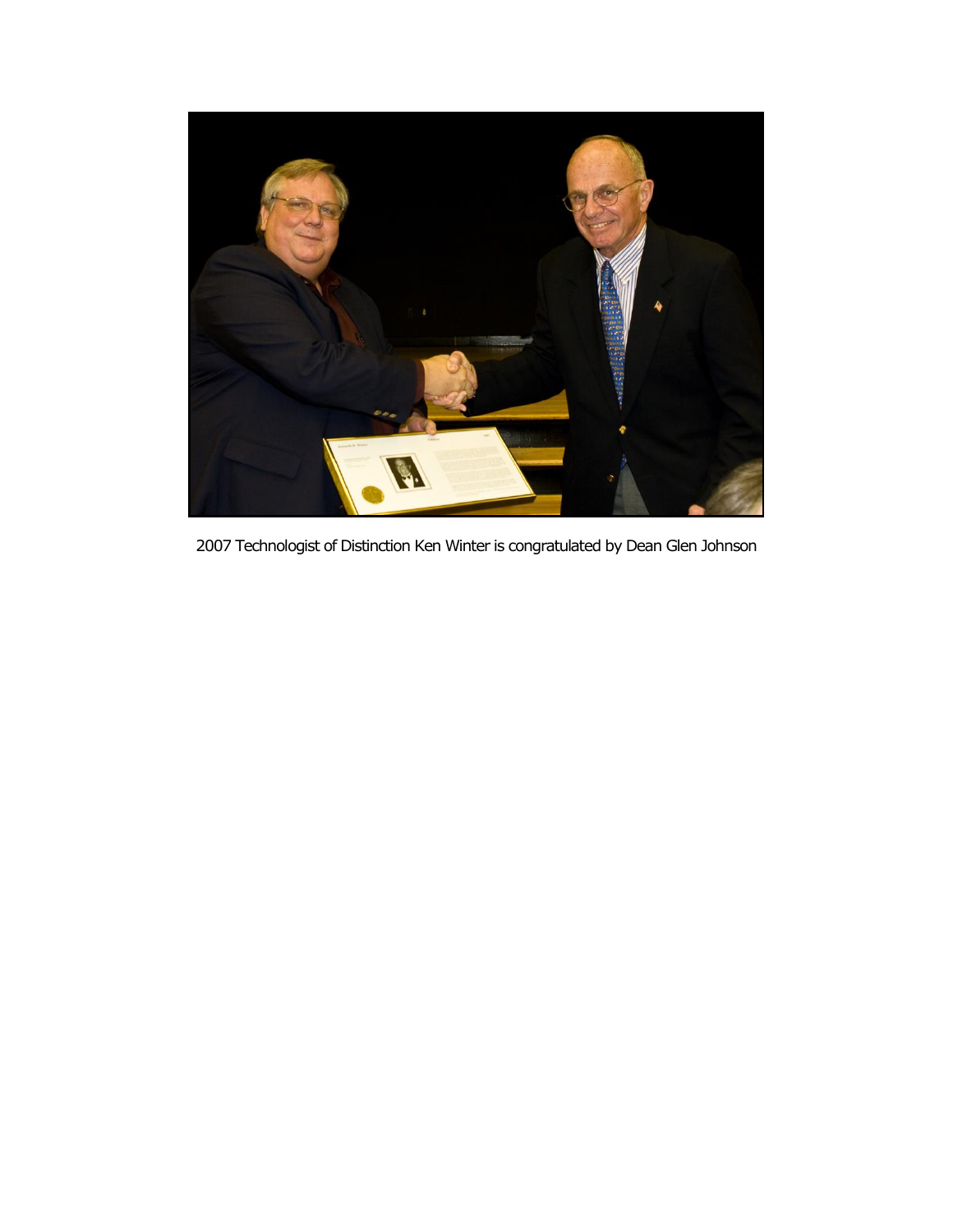2007 Technologist of Distinction Ken Winter is congratulated by Dean Glen Johnson